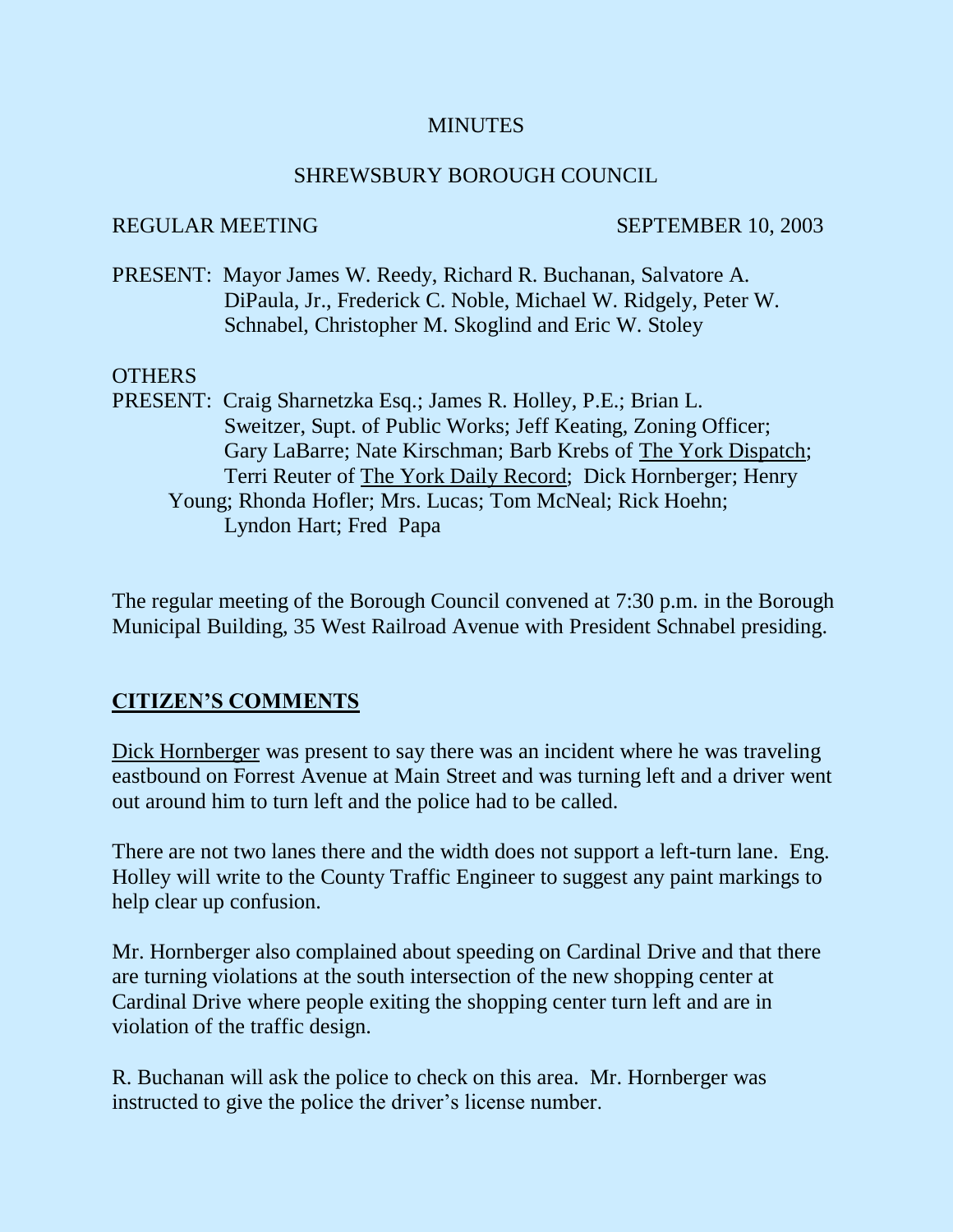MINUTES

SHREWSBURY BOROUGH COUNCIL

REGULAR MEETING SEPTEMBER 10, 2003

PRESENT: Mayor James W. Reedy, Richard R. Buchanan, Salvatore A. DiPaula, Jr., Frederick C. Noble, Michael W. Ridgely, Peter W. Schnabel, Christopher M. Skoglind and Eric W. Stoley

OTHERS PRESENT: Craig Sharnetzka Esq.; James R. Holley, P.E.; Brian L. Sweitzer, Supt. of Public Works; Jeff Keating, Zoning Officer; Gary LaBarre; Nate Kirschman; Barb Krebs of The York Dispatch; Terri Reuter of The York Daily Record; Dick Hornberger; Henry Young; Rhonda Hofler; Mrs. Lucas; Tom McNeal; Rick Hoehn; Lyndon Hart; Fred Papa

The regular meeting of the Borough Council convened at 7:30 p.m. in the Borough Municipal Building, 35 West Railroad Avenue with President Schnabel presiding.

## CITIZEN'S COMMENTS

Dick Hornberger was present to say there was an incident where he was traveling eastbound on Forrest Avenue at Main Street and was turning left and a driver went out around him to turn left and the police had to be called.

There are not two lanes there and the width does not support a left-turn lane. Eng. Holley will write to the County Traffic Engineer to suggest any paint markings to help clear up confusion.

Mr. Hornberger also complained about speeding on Cardinal Drive and that there are turning violations at the south intersection of the new shopping center at Cardinal Drive where people exiting the shopping center turn left and are in violation of the traffic design.

R. Buchanan will ask the police to check on this area. Mr. Hornberger was instructed to give the police the driver's license number.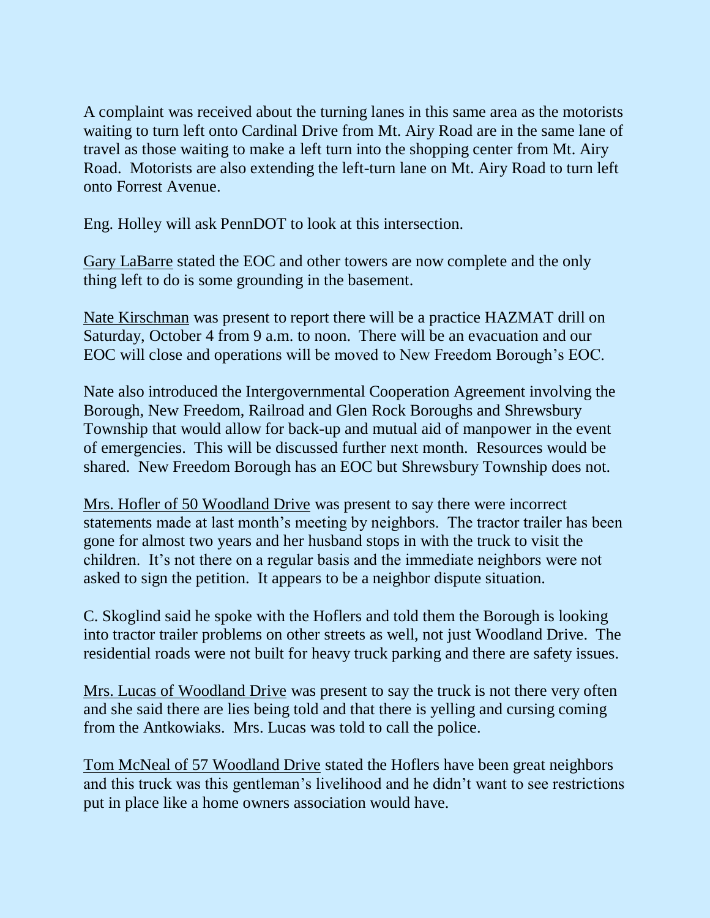A complaint was received about the turning lanes in this same area as the motorists waiting to turn left onto Cardinal Drive from Mt. Airy Road are in the same lane of travel as those waiting to make a left turn into the shopping center from Mt. Airy Road. Motorists are also extending the left-turn lane on Mt. Airy Road to turn left onto Forrest Avenue.

Eng. Holley will ask PennDOT to look at this intersection.

Gary LaBarre stated the EOC and other towers are now complete and the only thing left to do is some grounding in the basement.

Nate Kirschman was present to report there will be a practice HAZMAT drill on Saturday, October 4 from 9 a.m. to noon. There will be an evacuation and our EOC will close and operations will be moved to New Freedom Borough's EOC.

Nate also introduced the Intergovernmental Cooperation Agreement involving the Borough, New Freedom, Railroad and Glen Rock Boroughs and Shrewsbury Township that would allow for back-up and mutual aid of manpower in the event of emergencies. This will be discussed further next month. Resources would be shared. New Freedom Borough has an EOC but Shrewsbury Township does not.

Mrs. Hofler of 50 Woodland Drive was present to say there were incorrect statements made at last month's meeting by neighbors. The tractor trailer has been gone for almost two years and her husband stops in with the truck to visit the children. It's not there on a regular basis and the immediate neighbors were not asked to sign the petition. It appears to be a neighbor dispute situation.

C. Skoglind said he spoke with the Hoflers and told them the Borough is looking into tractor trailer problems on other streets as well, not just Woodland Drive. The residential roads were not built for heavy truck parking and there are safety issues.

Mrs. Lucas of Woodland Drive was present to say the truck is not there very often and she said there are lies being told and that there is yelling and cursing coming from the Antkowiaks. Mrs. Lucas was told to call the police.

Tom McNeal of 57 Woodland Drive stated the Hoflers have been great neighbors and this truck was this gentleman's livelihood and he didn't want to see restrictions put in place like a home owners association would have.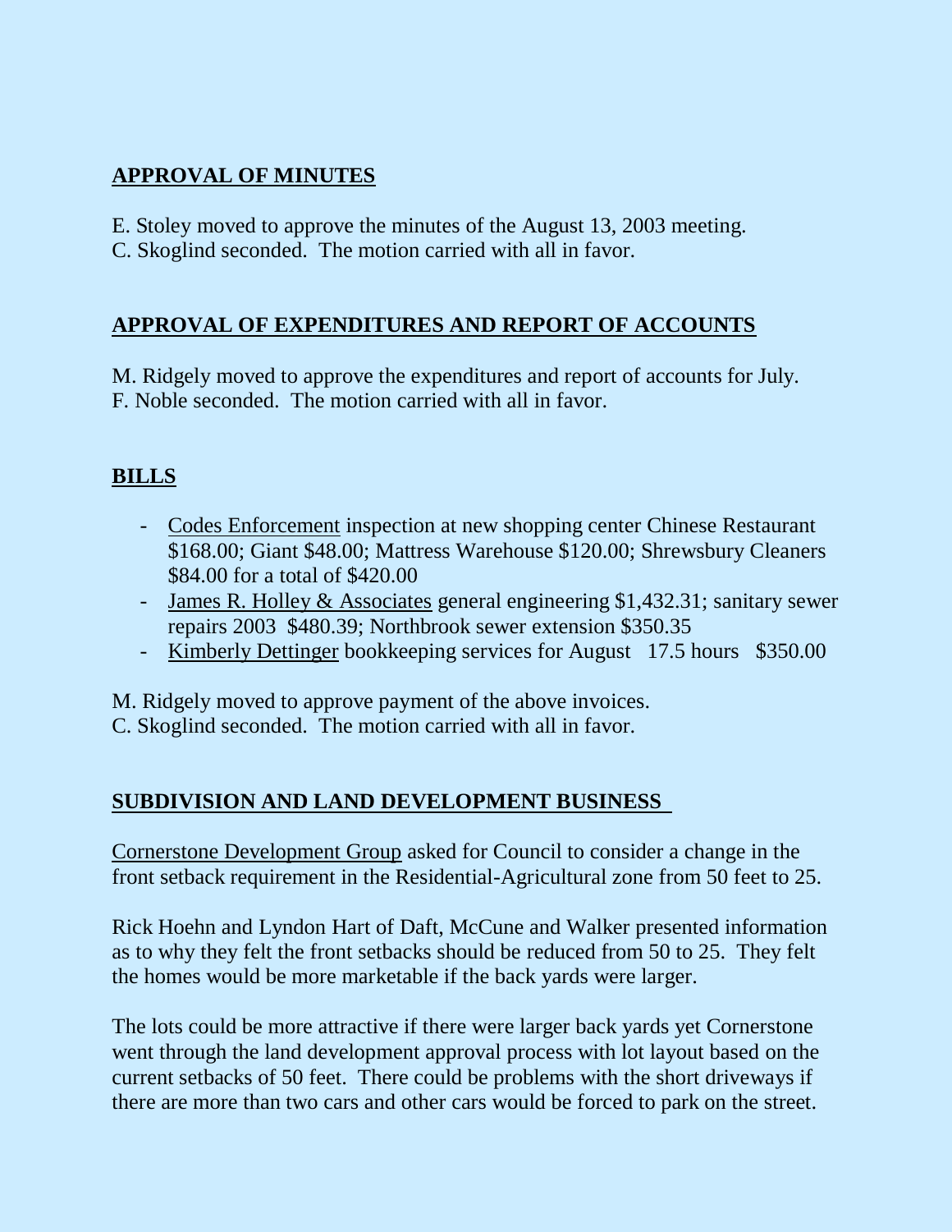## APPROVAL OF MINUTES

E. Stoley moved to approve the minutes of the August 13, 2003 meeting.
C. Skoglind seconded. The motion carried with all in favor.

## APPROVAL OF EXPENDITURES AND REPORT OF ACCOUNTS

M. Ridgely moved to approve the expenditures and report of accounts for July.
F. Noble seconded. The motion carried with all in favor.

## BILLS

- Codes Enforcement inspection at new shopping center Chinese Restaurant $168.00; Giant $48.00; Mattress Warehouse $120.00; Shrewsbury Cleaners $84.00 for a total of $420.00
- James R. Holley & Associates general engineering $1,432.31; sanitary sewer repairs 2003 $480.39; Northbrook sewer extension $350.35
- Kimberly Dettinger bookkeeping services for August 17.5 hours $350.00

M. Ridgely moved to approve payment of the above invoices.
C. Skoglind seconded. The motion carried with all in favor.

## SUBDIVISION AND LAND DEVELOPMENT BUSINESS

Cornerstone Development Group asked for Council to consider a change in the front setback requirement in the Residential-Agricultural zone from 50 feet to 25.

Rick Hoehn and Lyndon Hart of Daft, McCune and Walker presented information as to why they felt the front setbacks should be reduced from 50 to 25. They felt the homes would be more marketable if the back yards were larger.

The lots could be more attractive if there were larger back yards yet Cornerstone went through the land development approval process with lot layout based on the current setbacks of 50 feet. There could be problems with the short driveways if there are more than two cars and other cars would be forced to park on the street.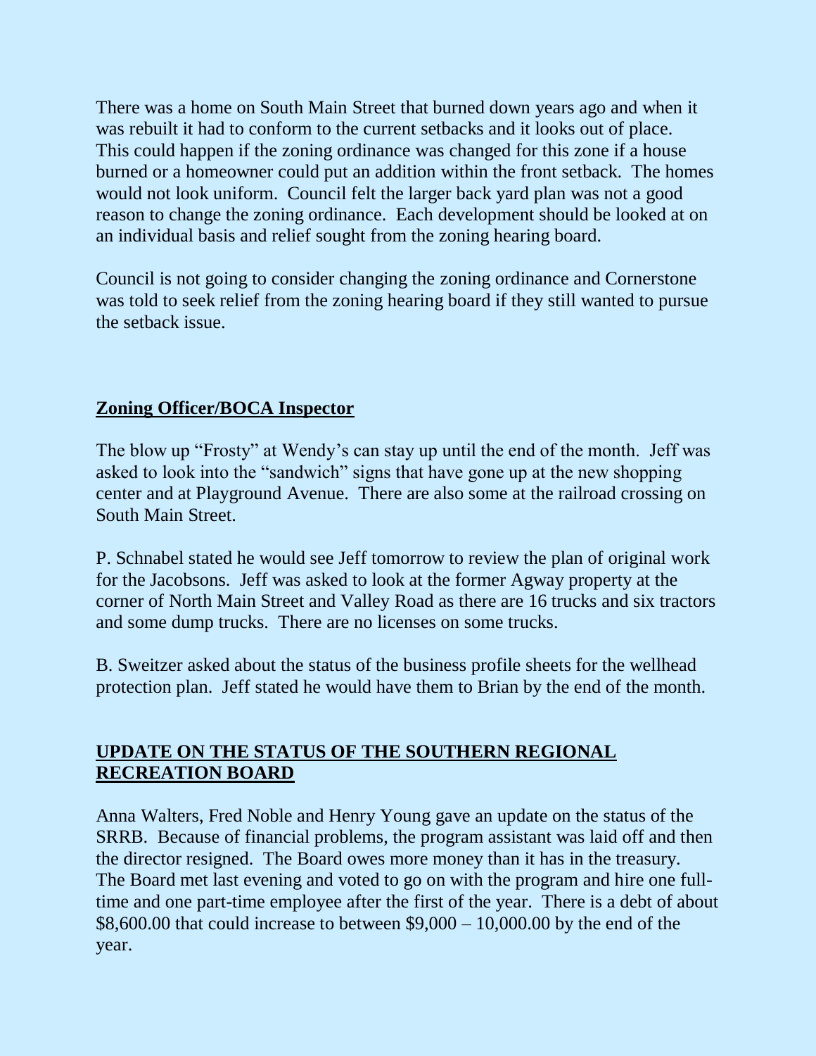There was a home on South Main Street that burned down years ago and when it was rebuilt it had to conform to the current setbacks and it looks out of place. This could happen if the zoning ordinance was changed for this zone if a house burned or a homeowner could put an addition within the front setback. The homes would not look uniform. Council felt the larger back yard plan was not a good reason to change the zoning ordinance. Each development should be looked at on an individual basis and relief sought from the zoning hearing board.

Council is not going to consider changing the zoning ordinance and Cornerstone was told to seek relief from the zoning hearing board if they still wanted to pursue the setback issue.

## **Zoning Officer/BOCA Inspector**

The blow up "Frosty" at Wendy's can stay up until the end of the month. Jeff was asked to look into the "sandwich" signs that have gone up at the new shopping center and at Playground Avenue. There are also some at the railroad crossing on South Main Street.

P. Schnabel stated he would see Jeff tomorrow to review the plan of original work for the Jacobsons. Jeff was asked to look at the former Agway property at the corner of North Main Street and Valley Road as there are 16 trucks and six tractors and some dump trucks. There are no licenses on some trucks.

B. Sweitzer asked about the status of the business profile sheets for the wellhead protection plan. Jeff stated he would have them to Brian by the end of the month.

## **UPDATE ON THE STATUS OF THE SOUTHERN REGIONAL RECREATION BOARD**

Anna Walters, Fred Noble and Henry Young gave an update on the status of the SRRB. Because of financial problems, the program assistant was laid off and then the director resigned. The Board owes more money than it has in the treasury. The Board met last evening and voted to go on with the program and hire one full-time and one part-time employee after the first of the year. There is a debt of about $8,600.00 that could increase to between $9,000 – 10,000.00 by the end of the year.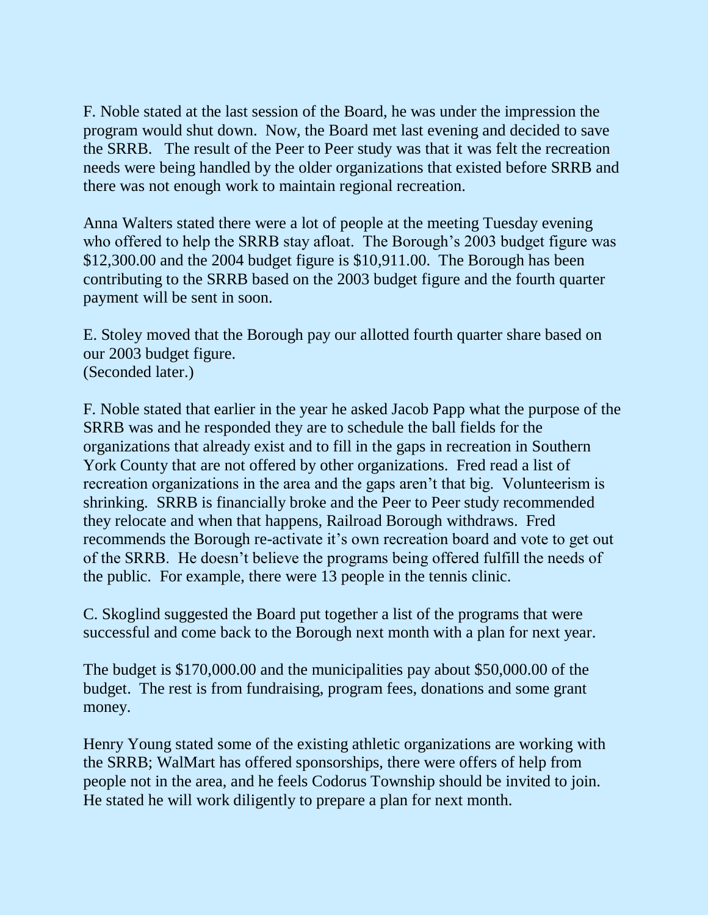F. Noble stated at the last session of the Board, he was under the impression the program would shut down. Now, the Board met last evening and decided to save the SRRB. The result of the Peer to Peer study was that it was felt the recreation needs were being handled by the older organizations that existed before SRRB and there was not enough work to maintain regional recreation.

Anna Walters stated there were a lot of people at the meeting Tuesday evening who offered to help the SRRB stay afloat. The Borough's 2003 budget figure was $12,300.00 and the 2004 budget figure is $10,911.00. The Borough has been contributing to the SRRB based on the 2003 budget figure and the fourth quarter payment will be sent in soon.

E. Stoley moved that the Borough pay our allotted fourth quarter share based on our 2003 budget figure.
(Seconded later.)

F. Noble stated that earlier in the year he asked Jacob Papp what the purpose of the SRRB was and he responded they are to schedule the ball fields for the organizations that already exist and to fill in the gaps in recreation in Southern York County that are not offered by other organizations. Fred read a list of recreation organizations in the area and the gaps aren't that big. Volunteerism is shrinking. SRRB is financially broke and the Peer to Peer study recommended they relocate and when that happens, Railroad Borough withdraws. Fred recommends the Borough re-activate it's own recreation board and vote to get out of the SRRB. He doesn't believe the programs being offered fulfill the needs of the public. For example, there were 13 people in the tennis clinic.

C. Skoglind suggested the Board put together a list of the programs that were successful and come back to the Borough next month with a plan for next year.

The budget is $170,000.00 and the municipalities pay about $50,000.00 of the budget. The rest is from fundraising, program fees, donations and some grant money.

Henry Young stated some of the existing athletic organizations are working with the SRRB; WalMart has offered sponsorships, there were offers of help from people not in the area, and he feels Codorus Township should be invited to join. He stated he will work diligently to prepare a plan for next month.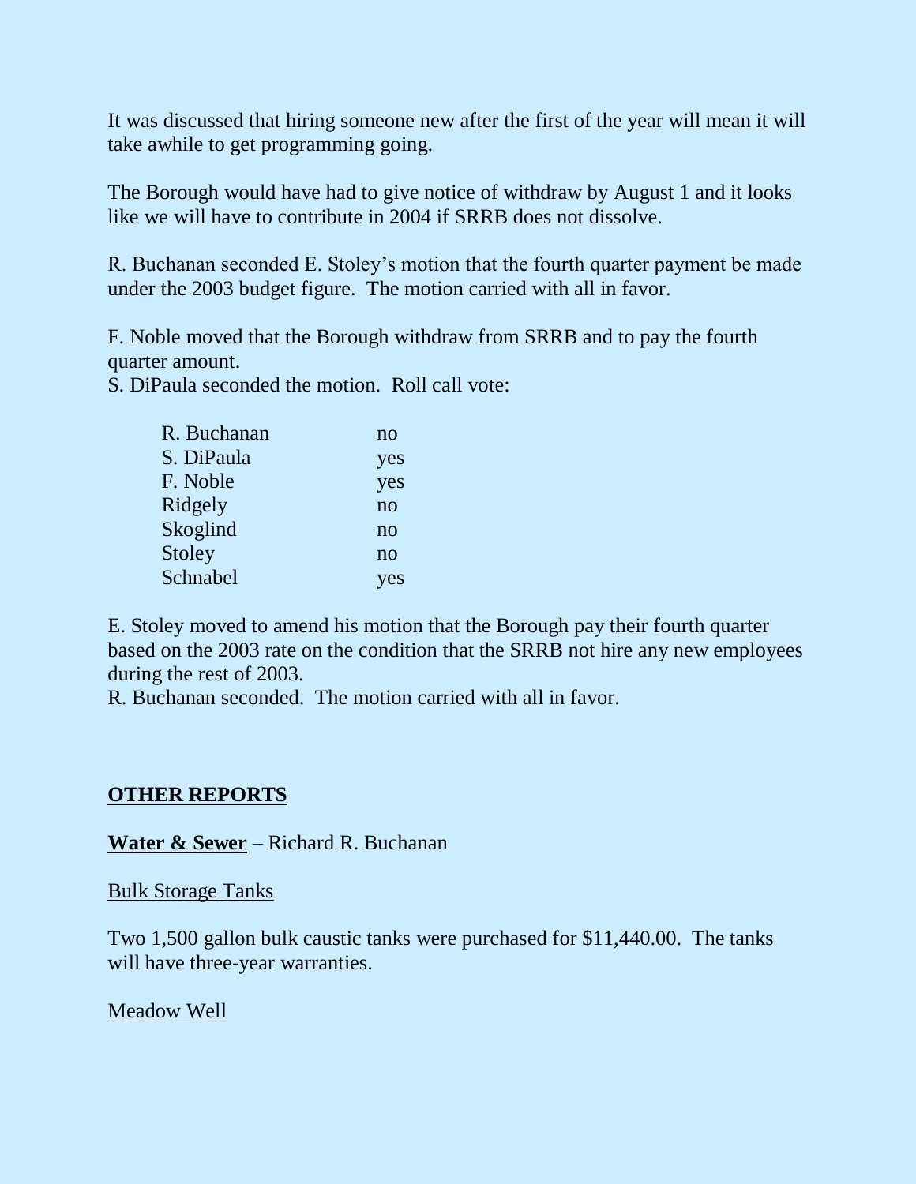It was discussed that hiring someone new after the first of the year will mean it will take awhile to get programming going.

The Borough would have had to give notice of withdraw by August 1 and it looks like we will have to contribute in 2004 if SRRB does not dissolve.

R. Buchanan seconded E. Stoley's motion that the fourth quarter payment be made under the 2003 budget figure. The motion carried with all in favor.

F. Noble moved that the Borough withdraw from SRRB and to pay the fourth quarter amount.
S. DiPaula seconded the motion. Roll call vote:

| | |
|---|---|
| R. Buchanan | no |
| S. DiPaula | yes |
| F. Noble | yes |
| Ridgely | no |
| Skoglind | no |
| Stoley | no |
| Schnabel | yes |

E. Stoley moved to amend his motion that the Borough pay their fourth quarter based on the 2003 rate on the condition that the SRRB not hire any new employees during the rest of 2003.
R. Buchanan seconded. The motion carried with all in favor.

## OTHER REPORTS

**Water & Sewer** – Richard R. Buchanan

Bulk Storage Tanks

Two 1,500 gallon bulk caustic tanks were purchased for $11,440.00. The tanks will have three-year warranties.

Meadow Well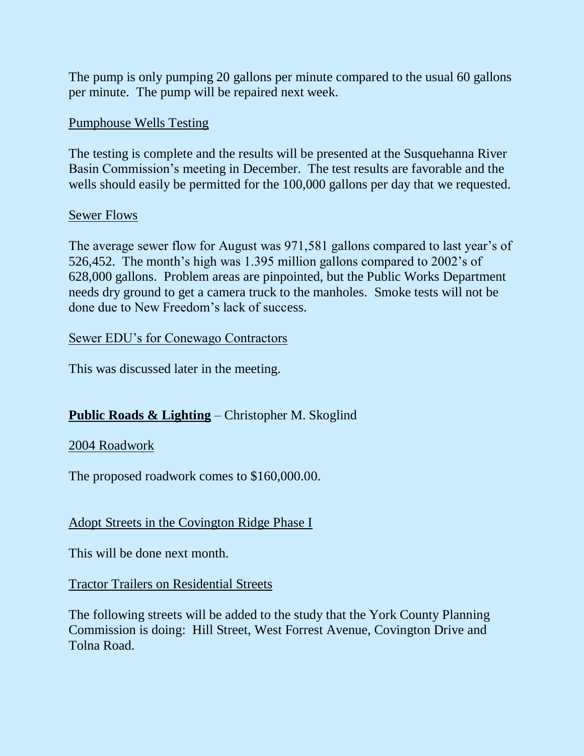The pump is only pumping 20 gallons per minute compared to the usual 60 gallons per minute. The pump will be repaired next week.

Pumphouse Wells Testing

The testing is complete and the results will be presented at the Susquehanna River Basin Commission's meeting in December. The test results are favorable and the wells should easily be permitted for the 100,000 gallons per day that we requested.

Sewer Flows

The average sewer flow for August was 971,581 gallons compared to last year's of 526,452. The month's high was 1.395 million gallons compared to 2002's of 628,000 gallons. Problem areas are pinpointed, but the Public Works Department needs dry ground to get a camera truck to the manholes. Smoke tests will not be done due to New Freedom's lack of success.

Sewer EDU's for Conewago Contractors

This was discussed later in the meeting.

**Public Roads & Lighting** – Christopher M. Skoglind

2004 Roadwork

The proposed roadwork comes to $160,000.00.

Adopt Streets in the Covington Ridge Phase I

This will be done next month.

Tractor Trailers on Residential Streets

The following streets will be added to the study that the York County Planning Commission is doing: Hill Street, West Forrest Avenue, Covington Drive and Tolna Road.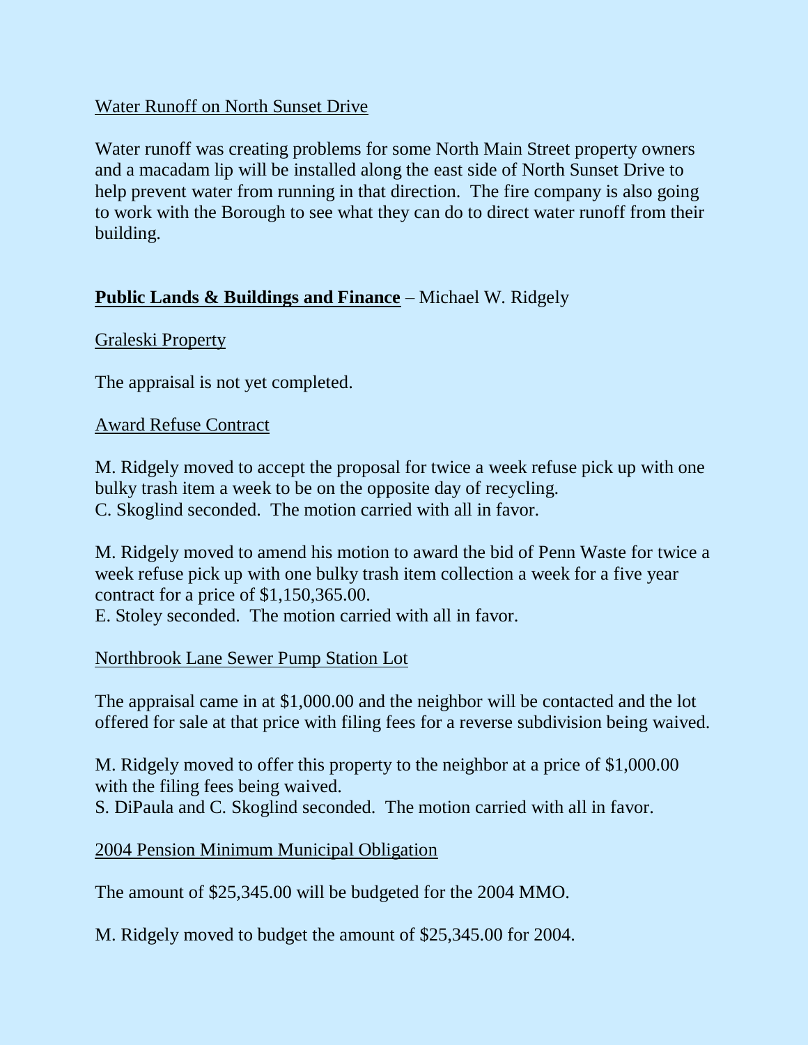Water Runoff on North Sunset Drive

Water runoff was creating problems for some North Main Street property owners and a macadam lip will be installed along the east side of North Sunset Drive to help prevent water from running in that direction. The fire company is also going to work with the Borough to see what they can do to direct water runoff from their building.

**Public Lands & Buildings and Finance** – Michael W. Ridgely

Graleski Property

The appraisal is not yet completed.

Award Refuse Contract

M. Ridgely moved to accept the proposal for twice a week refuse pick up with one bulky trash item a week to be on the opposite day of recycling.
C. Skoglind seconded. The motion carried with all in favor.

M. Ridgely moved to amend his motion to award the bid of Penn Waste for twice a week refuse pick up with one bulky trash item collection a week for a five year contract for a price of $1,150,365.00.
E. Stoley seconded. The motion carried with all in favor.

Northbrook Lane Sewer Pump Station Lot

The appraisal came in at $1,000.00 and the neighbor will be contacted and the lot offered for sale at that price with filing fees for a reverse subdivision being waived.

M. Ridgely moved to offer this property to the neighbor at a price of $1,000.00 with the filing fees being waived.
S. DiPaula and C. Skoglind seconded. The motion carried with all in favor.

2004 Pension Minimum Municipal Obligation

The amount of $25,345.00 will be budgeted for the 2004 MMO.

M. Ridgely moved to budget the amount of $25,345.00 for 2004.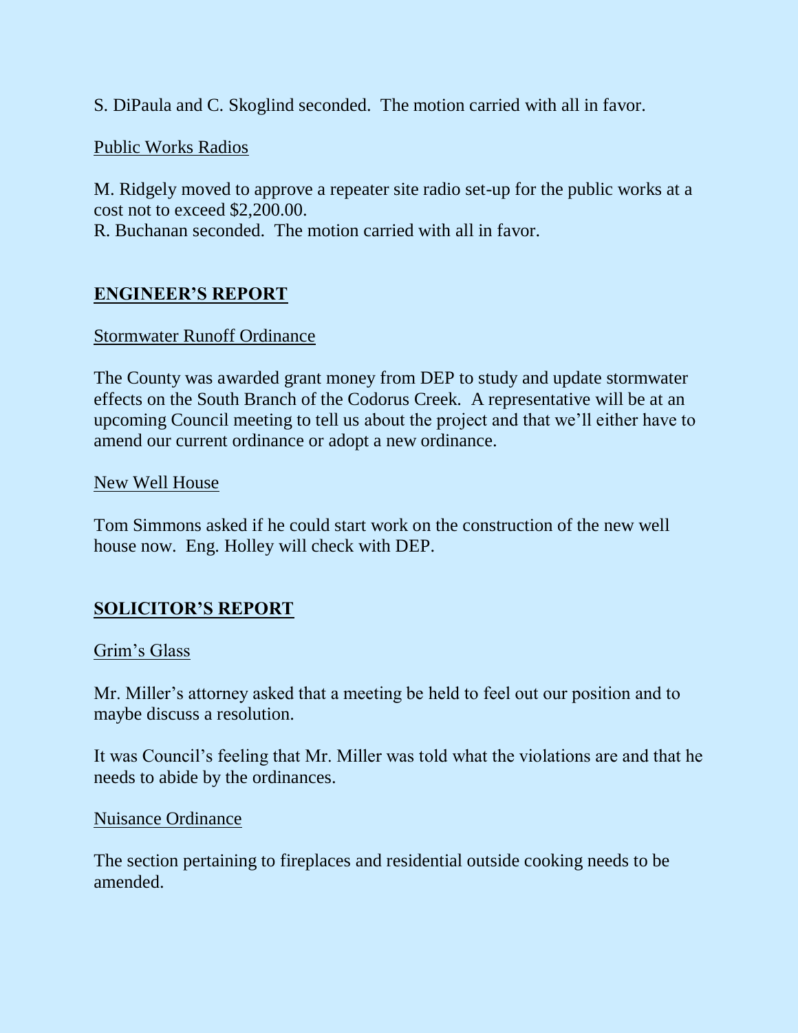S. DiPaula and C. Skoglind seconded. The motion carried with all in favor.

Public Works Radios

M. Ridgely moved to approve a repeater site radio set-up for the public works at a cost not to exceed $2,200.00.
R. Buchanan seconded. The motion carried with all in favor.

## ENGINEER'S REPORT

Stormwater Runoff Ordinance

The County was awarded grant money from DEP to study and update stormwater effects on the South Branch of the Codorus Creek. A representative will be at an upcoming Council meeting to tell us about the project and that we'll either have to amend our current ordinance or adopt a new ordinance.

New Well House

Tom Simmons asked if he could start work on the construction of the new well house now. Eng. Holley will check with DEP.

## SOLICITOR'S REPORT

Grim's Glass

Mr. Miller's attorney asked that a meeting be held to feel out our position and to maybe discuss a resolution.

It was Council's feeling that Mr. Miller was told what the violations are and that he needs to abide by the ordinances.

Nuisance Ordinance

The section pertaining to fireplaces and residential outside cooking needs to be amended.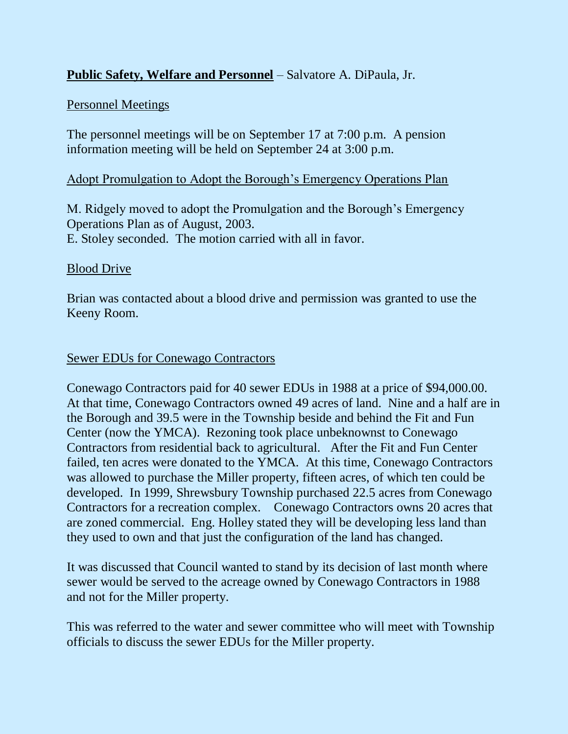**Public Safety, Welfare and Personnel** – Salvatore A. DiPaula, Jr.

Personnel Meetings

The personnel meetings will be on September 17 at 7:00 p.m. A pension information meeting will be held on September 24 at 3:00 p.m.

Adopt Promulgation to Adopt the Borough's Emergency Operations Plan

M. Ridgely moved to adopt the Promulgation and the Borough's Emergency Operations Plan as of August, 2003.
E. Stoley seconded. The motion carried with all in favor.

Blood Drive

Brian was contacted about a blood drive and permission was granted to use the Keeny Room.

Sewer EDUs for Conewago Contractors

Conewago Contractors paid for 40 sewer EDUs in 1988 at a price of $94,000.00. At that time, Conewago Contractors owned 49 acres of land. Nine and a half are in the Borough and 39.5 were in the Township beside and behind the Fit and Fun Center (now the YMCA). Rezoning took place unbeknownst to Conewago Contractors from residential back to agricultural. After the Fit and Fun Center failed, ten acres were donated to the YMCA. At this time, Conewago Contractors was allowed to purchase the Miller property, fifteen acres, of which ten could be developed. In 1999, Shrewsbury Township purchased 22.5 acres from Conewago Contractors for a recreation complex. Conewago Contractors owns 20 acres that are zoned commercial. Eng. Holley stated they will be developing less land than they used to own and that just the configuration of the land has changed.

It was discussed that Council wanted to stand by its decision of last month where sewer would be served to the acreage owned by Conewago Contractors in 1988 and not for the Miller property.

This was referred to the water and sewer committee who will meet with Township officials to discuss the sewer EDUs for the Miller property.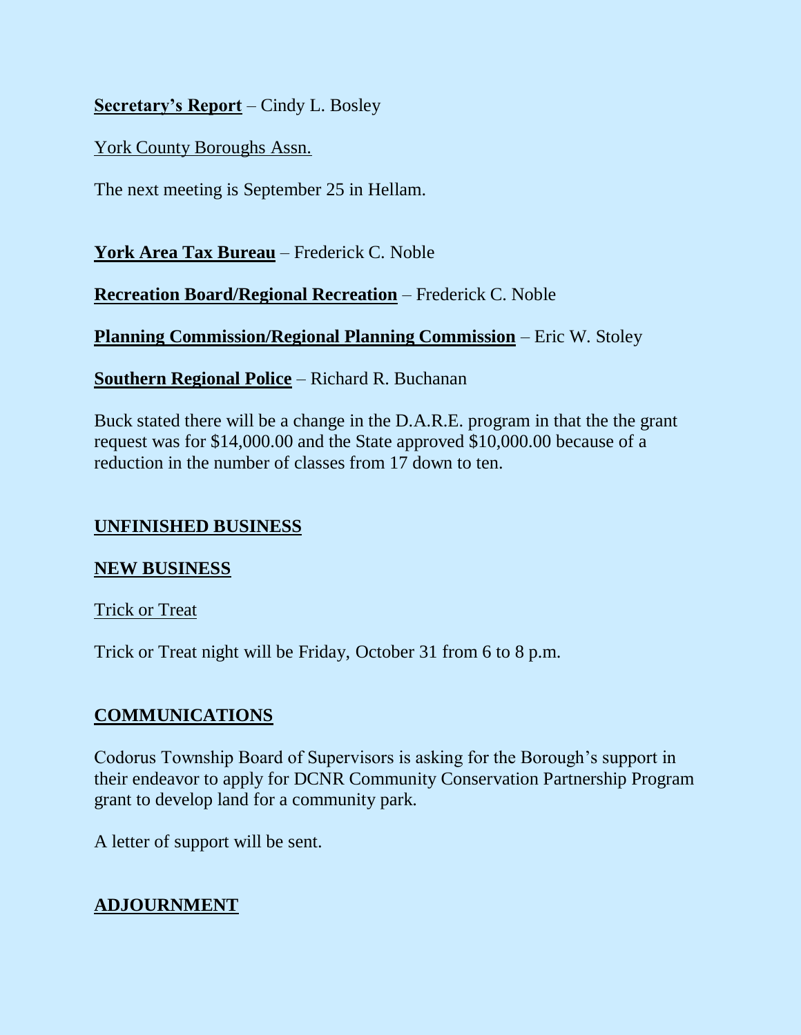**Secretary's Report** – Cindy L. Bosley

York County Boroughs Assn.

The next meeting is September 25 in Hellam.

**York Area Tax Bureau** – Frederick C. Noble

**Recreation Board/Regional Recreation** – Frederick C. Noble

**Planning Commission/Regional Planning Commission** – Eric W. Stoley

**Southern Regional Police** – Richard R. Buchanan

Buck stated there will be a change in the D.A.R.E. program in that the the grant request was for $14,000.00 and the State approved $10,000.00 because of a reduction in the number of classes from 17 down to ten.

**UNFINISHED BUSINESS**

**NEW BUSINESS**

Trick or Treat

Trick or Treat night will be Friday, October 31 from 6 to 8 p.m.

**COMMUNICATIONS**

Codorus Township Board of Supervisors is asking for the Borough's support in their endeavor to apply for DCNR Community Conservation Partnership Program grant to develop land for a community park.

A letter of support will be sent.

**ADJOURNMENT**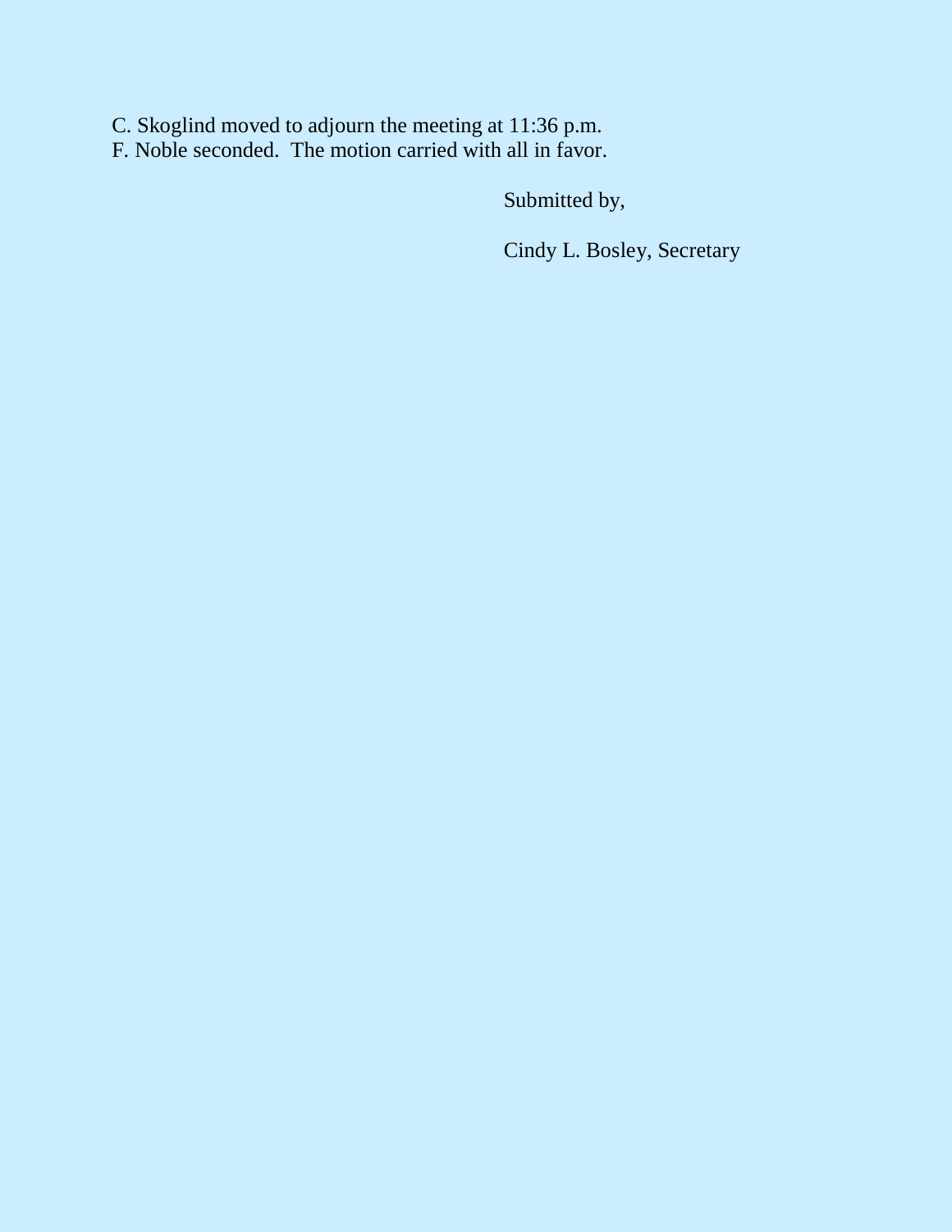C. Skoglind moved to adjourn the meeting at 11:36 p.m.
F. Noble seconded. The motion carried with all in favor.

Submitted by,

Cindy L. Bosley, Secretary